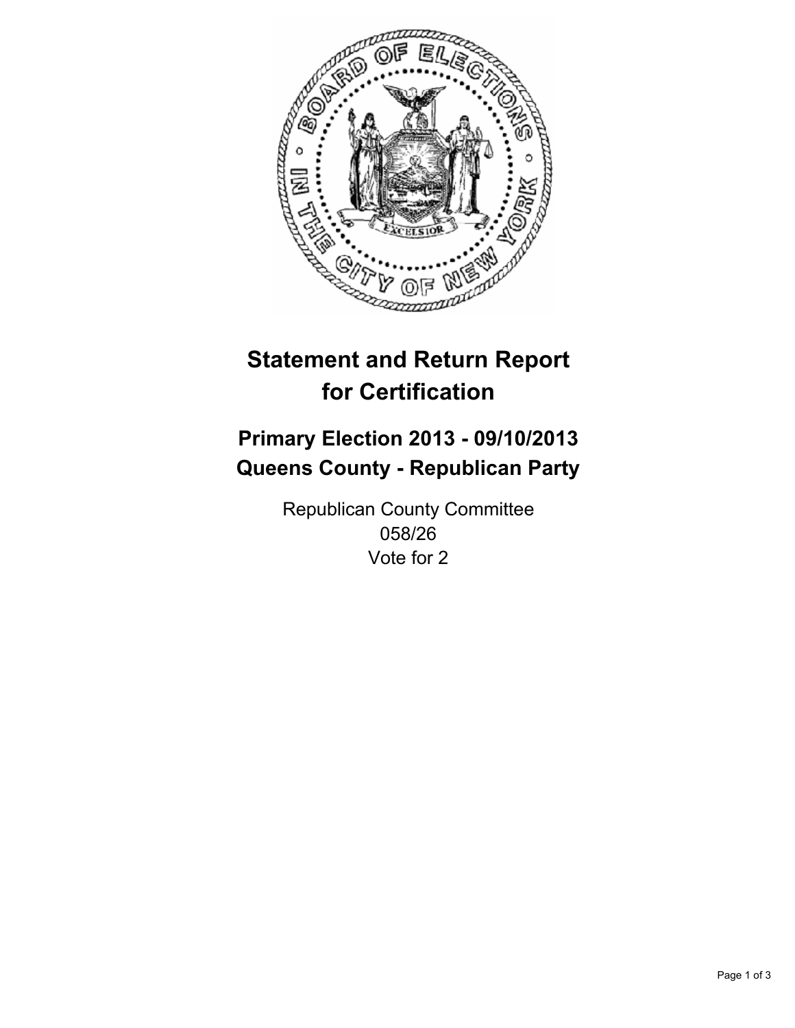# Statement and Return Report for Certification

## Primary Election 2013 - 09/10/2013
## Queens County - Republican Party

Republican County Committee
058/26
Vote for 2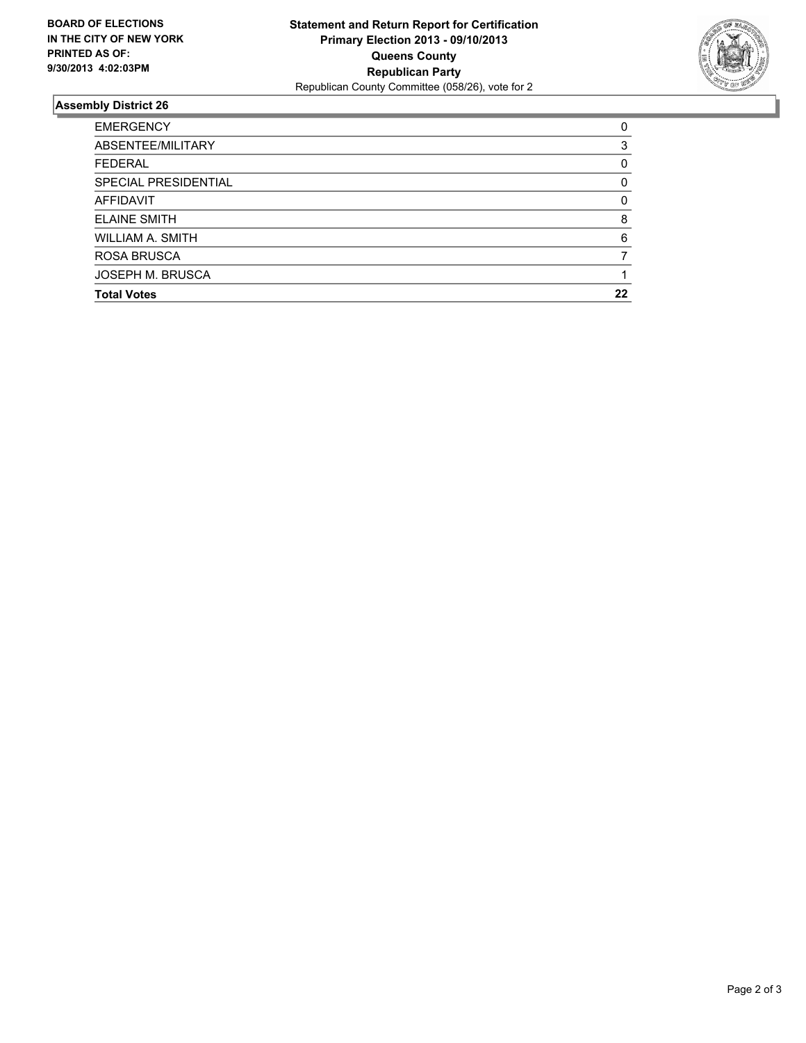**BOARD OF ELECTIONS IN THE CITY OF NEW YORK PRINTED AS OF: 9/30/2013 4:02:03PM**

**Statement and Return Report for Certification**
**Primary Election 2013 - 09/10/2013**
**Queens County**
**Republican Party**
Republican County Committee (058/26), vote for 2

## Assembly District 26

| | |
|---|---|
| EMERGENCY | 0 |
| ABSENTEE/MILITARY | 3 |
| FEDERAL | 0 |
| SPECIAL PRESIDENTIAL | 0 |
| AFFIDAVIT | 0 |
| ELAINE SMITH | 8 |
| WILLIAM A. SMITH | 6 |
| ROSA BRUSCA | 7 |
| JOSEPH M. BRUSCA | 1 |
| **Total Votes** | **22** |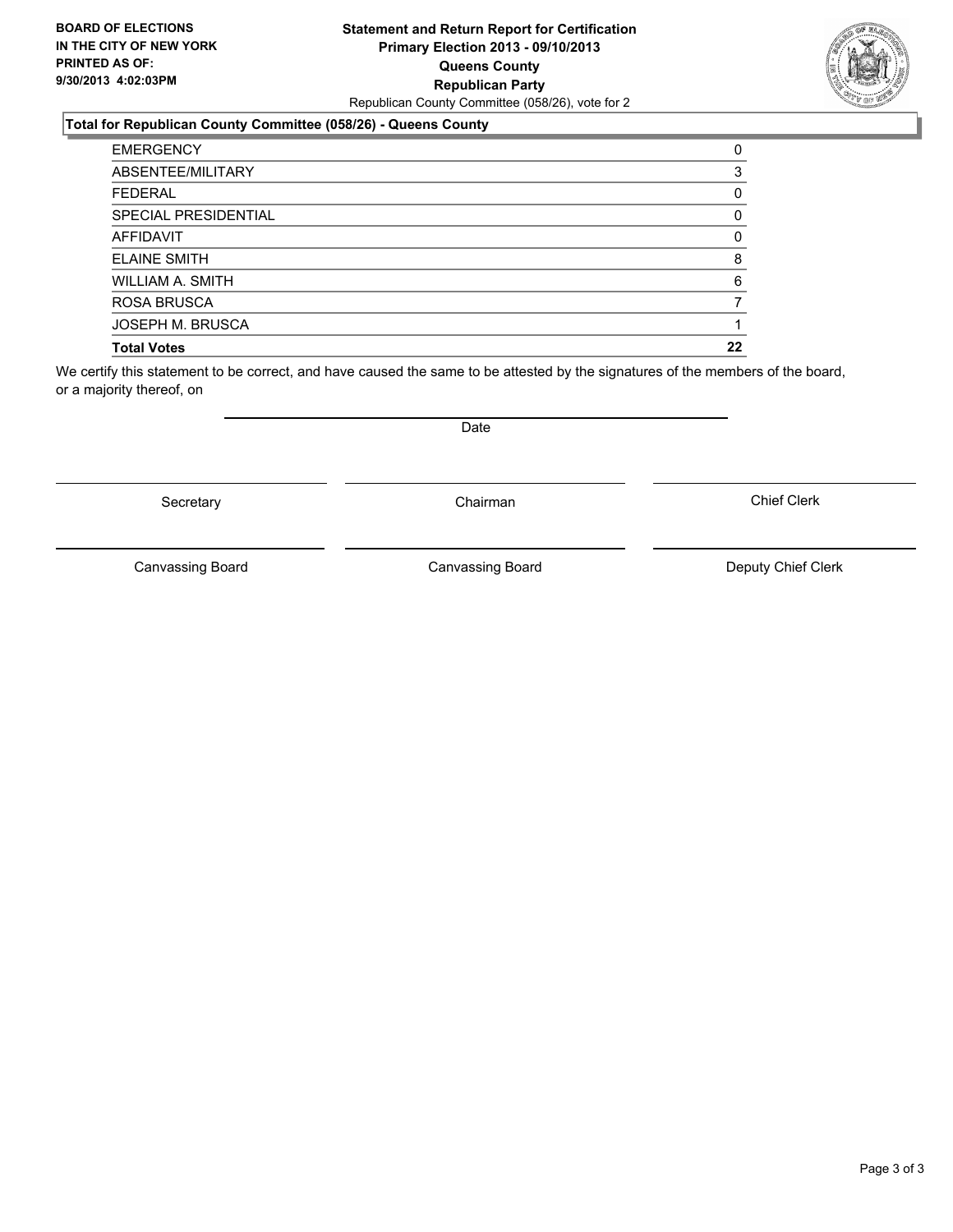**BOARD OF ELECTIONS IN THE CITY OF NEW YORK PRINTED AS OF: 9/30/2013 4:02:03PM**

**Statement and Return Report for Certification**
**Primary Election 2013 - 09/10/2013**
**Queens County**
**Republican Party**
Republican County Committee (058/26), vote for 2

**Total for Republican County Committee (058/26) - Queens County**

| | |
|---|---|
| EMERGENCY | 0 |
| ABSENTEE/MILITARY | 3 |
| FEDERAL | 0 |
| SPECIAL PRESIDENTIAL | 0 |
| AFFIDAVIT | 0 |
| ELAINE SMITH | 8 |
| WILLIAM A. SMITH | 6 |
| ROSA BRUSCA | 7 |
| JOSEPH M. BRUSCA | 1 |
| **Total Votes** | **22** |

We certify this statement to be correct, and have caused the same to be attested by the signatures of the members of the board, or a majority thereof, on

Date

Secretary

Chairman

Chief Clerk

Canvassing Board

Canvassing Board

Deputy Chief Clerk